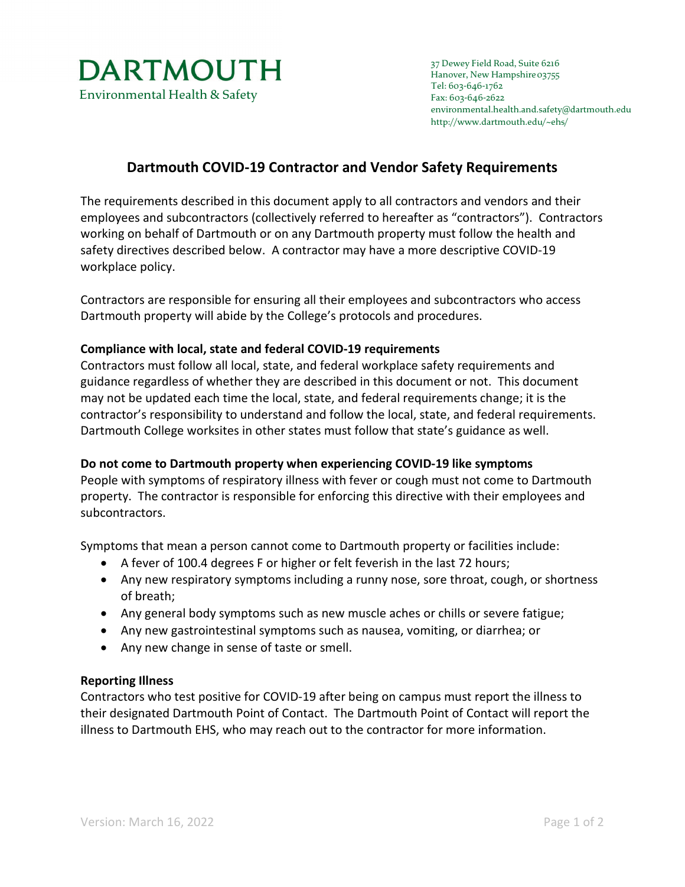# DARTMOUTH

Environmental Health & Safety

37 Dewey Field Road, Suite 6216
Hanover, New Hampshire 03755
Tel: 603-646-1762
Fax: 603-646-2622
environmental.health.and.safety@dartmouth.edu
http://www.dartmouth.edu/~ehs/

## Dartmouth COVID-19 Contractor and Vendor Safety Requirements

The requirements described in this document apply to all contractors and vendors and their employees and subcontractors (collectively referred to hereafter as "contractors"). Contractors working on behalf of Dartmouth or on any Dartmouth property must follow the health and safety directives described below. A contractor may have a more descriptive COVID-19 workplace policy.

Contractors are responsible for ensuring all their employees and subcontractors who access Dartmouth property will abide by the College's protocols and procedures.

**Compliance with local, state and federal COVID-19 requirements**

Contractors must follow all local, state, and federal workplace safety requirements and guidance regardless of whether they are described in this document or not. This document may not be updated each time the local, state, and federal requirements change; it is the contractor's responsibility to understand and follow the local, state, and federal requirements. Dartmouth College worksites in other states must follow that state's guidance as well.

**Do not come to Dartmouth property when experiencing COVID-19 like symptoms**

People with symptoms of respiratory illness with fever or cough must not come to Dartmouth property. The contractor is responsible for enforcing this directive with their employees and subcontractors.

Symptoms that mean a person cannot come to Dartmouth property or facilities include:

- A fever of 100.4 degrees F or higher or felt feverish in the last 72 hours;
- Any new respiratory symptoms including a runny nose, sore throat, cough, or shortness of breath;
- Any general body symptoms such as new muscle aches or chills or severe fatigue;
- Any new gastrointestinal symptoms such as nausea, vomiting, or diarrhea; or
- Any new change in sense of taste or smell.

**Reporting Illness**

Contractors who test positive for COVID-19 after being on campus must report the illness to their designated Dartmouth Point of Contact. The Dartmouth Point of Contact will report the illness to Dartmouth EHS, who may reach out to the contractor for more information.

Version: March 16, 2022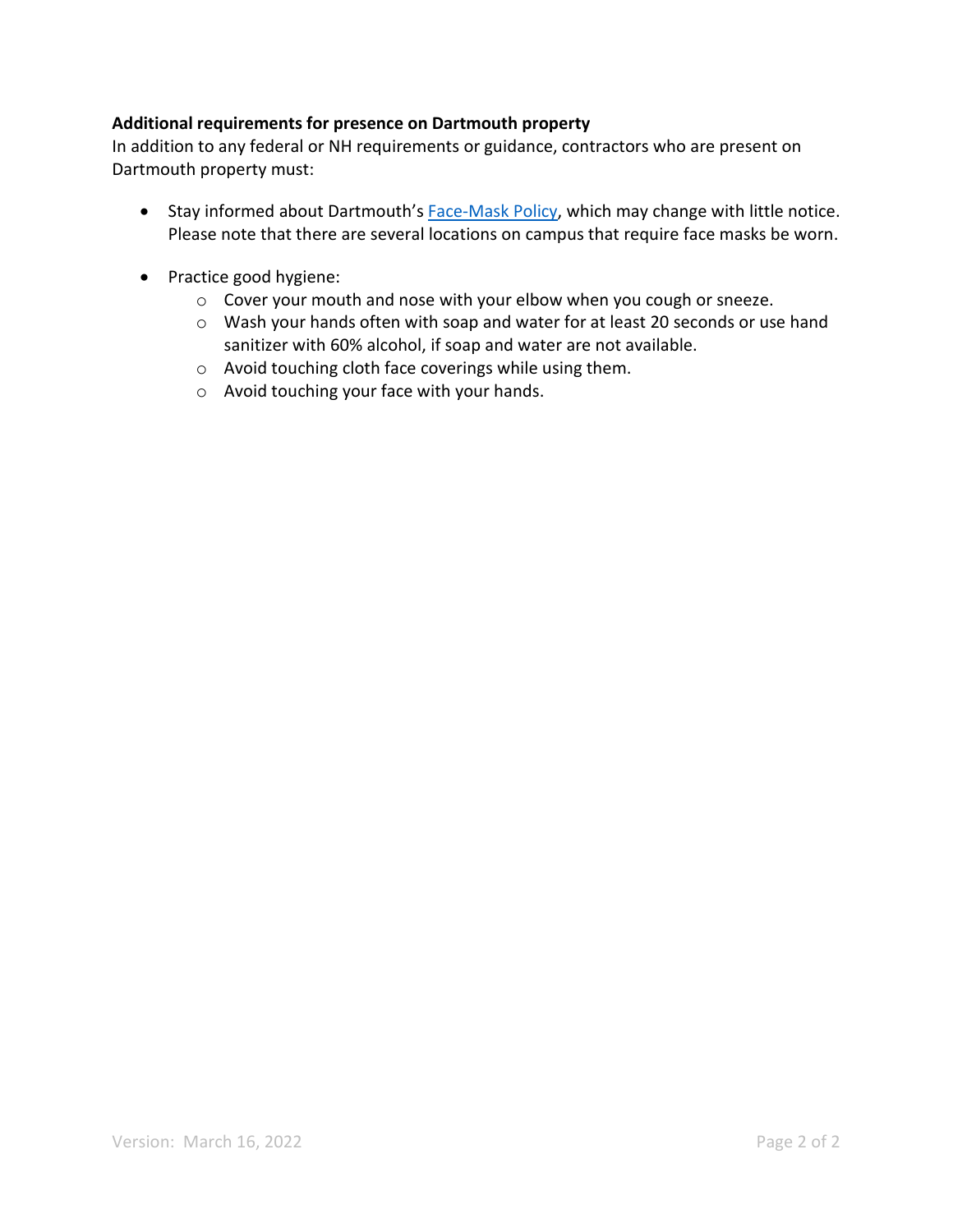**Additional requirements for presence on Dartmouth property**

In addition to any federal or NH requirements or guidance, contractors who are present on Dartmouth property must:

- Stay informed about Dartmouth's Face-Mask Policy, which may change with little notice. Please note that there are several locations on campus that require face masks be worn.
- Practice good hygiene:
  - Cover your mouth and nose with your elbow when you cough or sneeze.
  - Wash your hands often with soap and water for at least 20 seconds or use hand sanitizer with 60% alcohol, if soap and water are not available.
  - Avoid touching cloth face coverings while using them.
  - Avoid touching your face with your hands.

Version: March 16, 2022